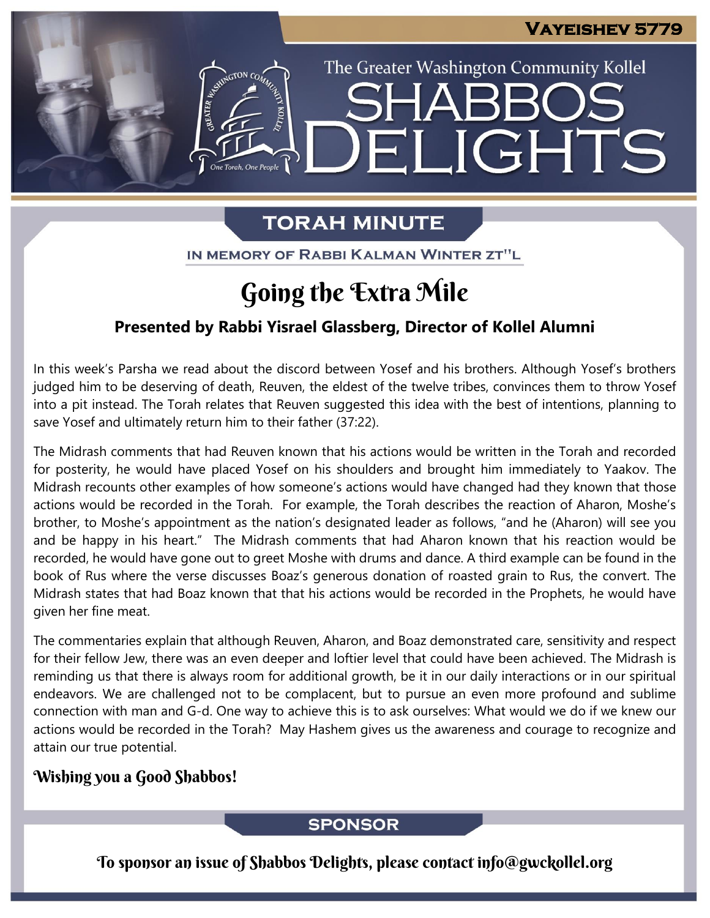Vayeishev 5779

The Greater Washington Community Kollel

# Shabbos Delights

## TORAH MINUTE

In memory of Rabbi Kalman Winter zt"l

# Going the Extra Mile

**Presented by Rabbi Yisrael Glassberg, Director of Kollel Alumni**

In this week's Parsha we read about the discord between Yosef and his brothers. Although Yosef's brothers judged him to be deserving of death, Reuven, the eldest of the twelve tribes, convinces them to throw Yosef into a pit instead. The Torah relates that Reuven suggested this idea with the best of intentions, planning to save Yosef and ultimately return him to their father (37:22).

The Midrash comments that had Reuven known that his actions would be written in the Torah and recorded for posterity, he would have placed Yosef on his shoulders and brought him immediately to Yaakov. The Midrash recounts other examples of how someone's actions would have changed had they known that those actions would be recorded in the Torah. For example, the Torah describes the reaction of Aharon, Moshe's brother, to Moshe's appointment as the nation's designated leader as follows, "and he (Aharon) will see you and be happy in his heart." The Midrash comments that had Aharon known that his reaction would be recorded, he would have gone out to greet Moshe with drums and dance. A third example can be found in the book of Rus where the verse discusses Boaz's generous donation of roasted grain to Rus, the convert. The Midrash states that had Boaz known that that his actions would be recorded in the Prophets, he would have given her fine meat.

The commentaries explain that although Reuven, Aharon, and Boaz demonstrated care, sensitivity and respect for their fellow Jew, there was an even deeper and loftier level that could have been achieved. The Midrash is reminding us that there is always room for additional growth, be it in our daily interactions or in our spiritual endeavors. We are challenged not to be complacent, but to pursue an even more profound and sublime connection with man and G-d. One way to achieve this is to ask ourselves: What would we do if we knew our actions would be recorded in the Torah? May Hashem gives us the awareness and courage to recognize and attain our true potential.

**Wishing you a Good Shabbos!**

## SPONSOR

To sponsor an issue of Shabbos Delights, please contact info@gwckollel.org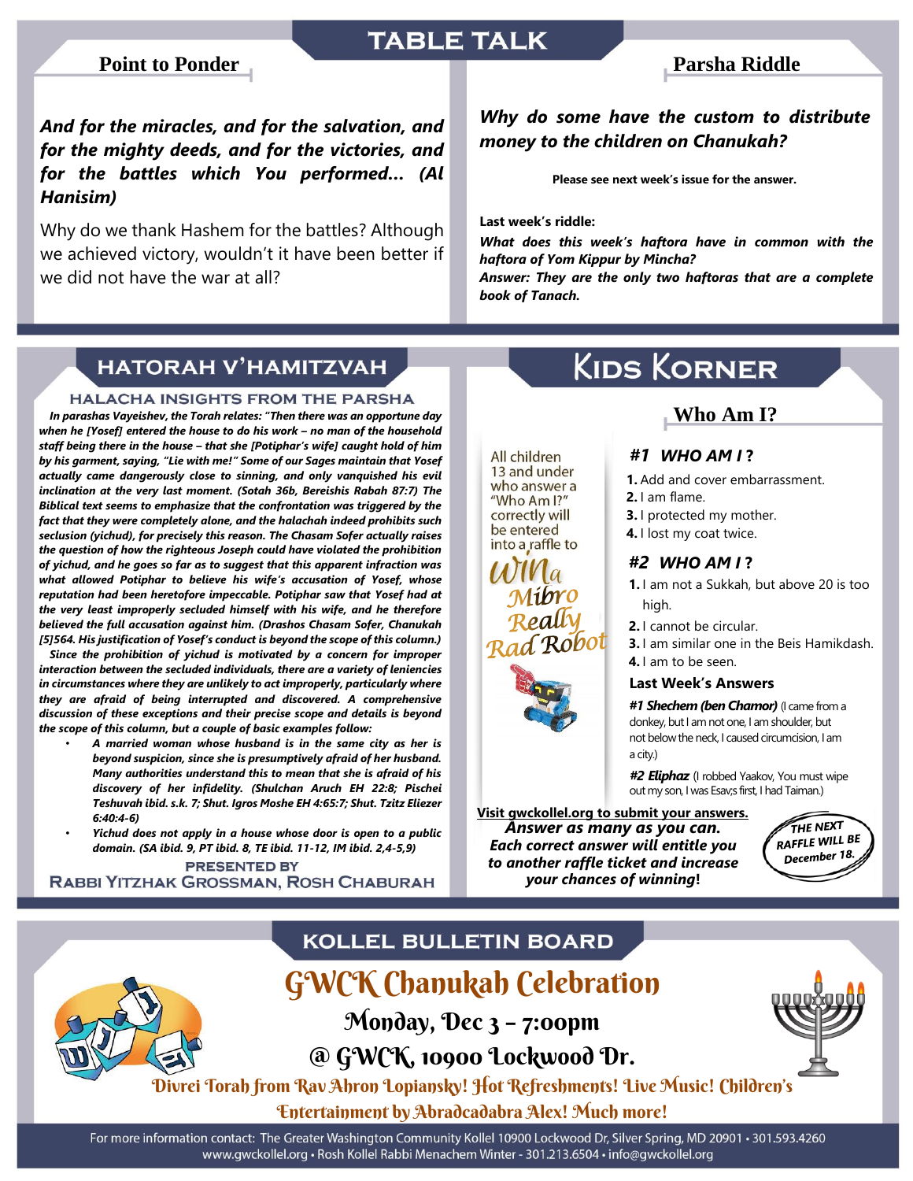# TABLE TALK

## Point to Ponder

***And for the miracles, and for the salvation, and for the mighty deeds, and for the victories, and for the battles which You performed… (Al Hanisim)***

Why do we thank Hashem for the battles? Although we achieved victory, wouldn't it have been better if we did not have the war at all?

## Parsha Riddle

***Why do some have the custom to distribute money to the children on Chanukah?***

**Please see next week's issue for the answer.**

**Last week's riddle:**

***What does this week's haftora have in common with the haftora of Yom Kippur by Mincha?***

***Answer: They are the only two haftoras that are a complete book of Tanach.***

# HATORAH V'HAMITZVAH

## HALACHA INSIGHTS FROM THE PARSHA

***In parashas Vayeishev, the Torah relates: "Then there was an opportune day when he [Yosef] entered the house to do his work – no man of the household staff being there in the house – that she [Potiphar's wife] caught hold of him by his garment, saying, "Lie with me!" Some of our Sages maintain that Yosef actually came dangerously close to sinning, and only vanquished his evil inclination at the very last moment. (Sotah 36b, Bereishis Rabah 87:7) The Biblical text seems to emphasize that the confrontation was triggered by the fact that they were completely alone, and the halachah indeed prohibits such seclusion (yichud), for precisely this reason. The Chasam Sofer actually raises the question of how the righteous Joseph could have violated the prohibition of yichud, and he goes so far as to suggest that this apparent infraction was what allowed Potiphar to believe his wife's accusation of Yosef, whose reputation had been heretofore impeccable. Potiphar saw that Yosef had at the very least improperly secluded himself with his wife, and he therefore believed the full accusation against him. (Drashos Chasam Sofer, Chanukah [5]564. His justification of Yosef's conduct is beyond the scope of this column.)***

***Since the prohibition of yichud is motivated by a concern for improper interaction between the secluded individuals, there are a variety of leniencies in circumstances where they are unlikely to act improperly, particularly where they are afraid of being interrupted and discovered. A comprehensive discussion of these exceptions and their precise scope and details is beyond the scope of this column, but a couple of basic examples follow:***

- ***A married woman whose husband is in the same city as her is beyond suspicion, since she is presumptively afraid of her husband. Many authorities understand this to mean that she is afraid of his discovery of her infidelity. (Shulchan Aruch EH 22:8; Pischei Teshuvah ibid. s.k. 7; Shut. Igros Moshe EH 4:65:7; Shut. Tzitz Eliezer 6:40:4-6)***
- ***Yichud does not apply in a house whose door is open to a public domain. (SA ibid. 9, PT ibid. 8, TE ibid. 11-12, IM ibid. 2,4-5,9)***

PRESENTED BY
RABBI YITZHAK GROSSMAN, ROSH CHABURAH

# KIDS KORNER

All children 13 and under who answer a "Who Am I?" correctly will be entered into a raffle to

**Win a Mibro Really Rad Robot**

## Who Am I?

### #1 WHO AM I ?

1. Add and cover embarrassment.
2. I am flame.
3. I protected my mother.
4. I lost my coat twice.

### #2 WHO AM I ?

1. I am not a Sukkah, but above 20 is too high.
2. I cannot be circular.
3. I am similar one in the Beis Hamikdash.
4. I am to be seen.

### Last Week's Answers

***#1 Shechem (ben Chamor)*** (I came from a donkey, but I am not one, I am shoulder, but not below the neck, I caused circumcision, I am a city.)

***#2 Eliphaz*** (I robbed Yaakov, You must wipe out my son, I was Esav;s first, I had Taiman.)

**Visit gwckollel.org to submit your answers.**

***Answer as many as you can. Each correct answer will entitle you to another raffle ticket and increase your chances of winning!***

***THE NEXT RAFFLE WILL BE December 18.***

# KOLLEL BULLETIN BOARD

## GWCK Chanukah Celebration

**Monday, Dec 3 – 7:00pm**

**@ GWCK, 10900 Lockwood Dr.**

Divrei Torah from Rav Ahron Lopiansky! Hot Refreshments! Live Music! Children's Entertainment by Abradcadabra Alex! Much more!

For more information contact: The Greater Washington Community Kollel 10900 Lockwood Dr, Silver Spring, MD 20901 • 301.593.4260
www.gwckollel.org • Rosh Kollel Rabbi Menachem Winter - 301.213.6504 • info@gwckollel.org